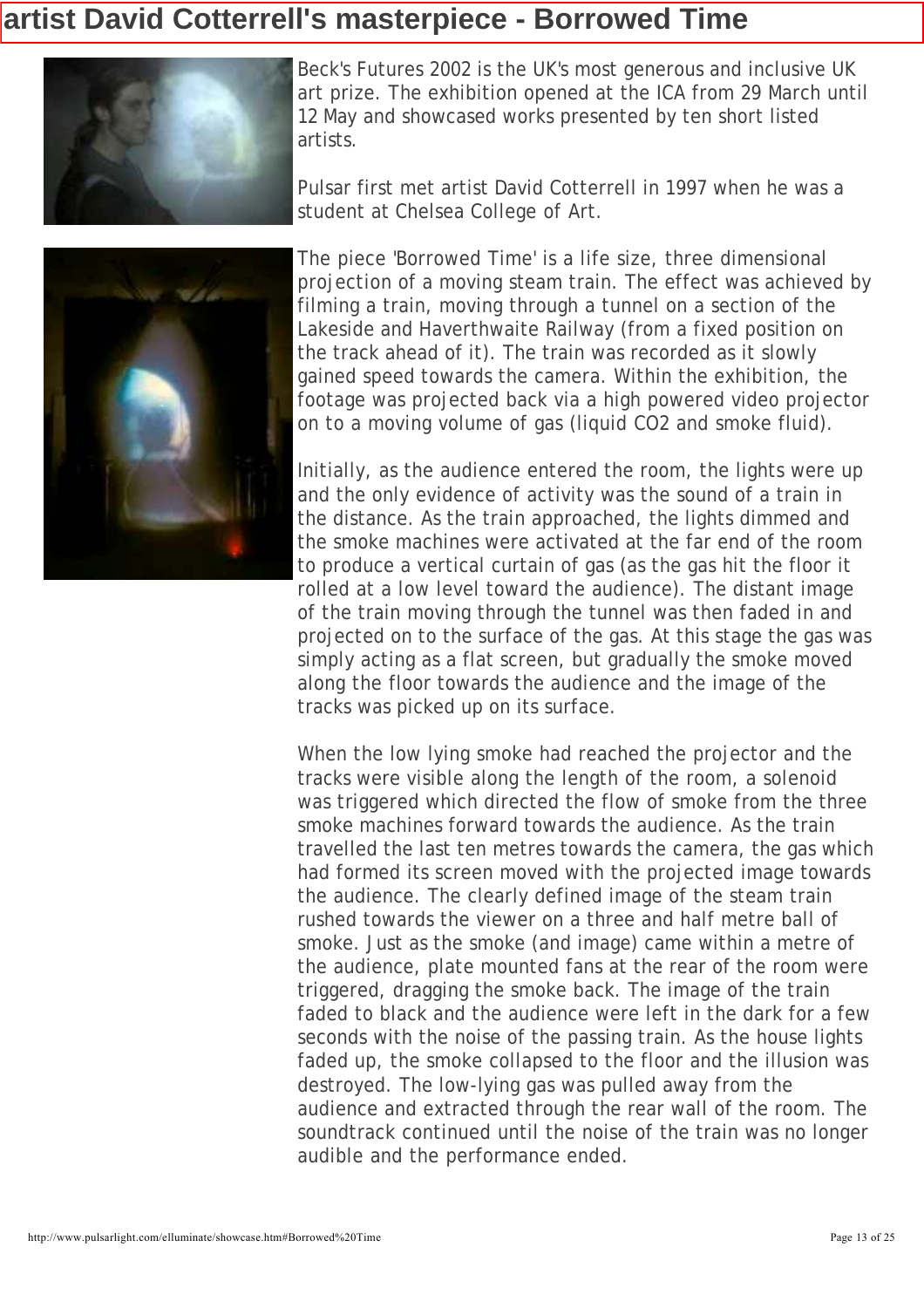# artist David Cotterrell's masterpiece - Borrowed Time

Beck's Futures 2002 is the UK's most generous and inclusive UK art prize. The exhibition opened at the ICA from 29 March until 12 May and showcased works presented by ten short listed artists.

Pulsar first met artist David Cotterrell in 1997 when he was a student at Chelsea College of Art.

The piece 'Borrowed Time' is a life size, three dimensional projection of a moving steam train. The effect was achieved by filming a train, moving through a tunnel on a section of the Lakeside and Haverthwaite Railway (from a fixed position on the track ahead of it). The train was recorded as it slowly gained speed towards the camera. Within the exhibition, the footage was projected back via a high powered video projector on to a moving volume of gas (liquid $CO_2$ and smoke fluid).

Initially, as the audience entered the room, the lights were up and the only evidence of activity was the sound of a train in the distance. As the train approached, the lights dimmed and the smoke machines were activated at the far end of the room to produce a vertical curtain of gas (as the gas hit the floor it rolled at a low level toward the audience). The distant image of the train moving through the tunnel was then faded in and projected on to the surface of the gas. At this stage the gas was simply acting as a flat screen, but gradually the smoke moved along the floor towards the audience and the image of the tracks was picked up on its surface.

When the low lying smoke had reached the projector and the tracks were visible along the length of the room, a solenoid was triggered which directed the flow of smoke from the three smoke machines forward towards the audience. As the train travelled the last ten metres towards the camera, the gas which had formed its screen moved with the projected image towards the audience. The clearly defined image of the steam train rushed towards the viewer on a three and half metre ball of smoke. Just as the smoke (and image) came within a metre of the audience, plate mounted fans at the rear of the room were triggered, dragging the smoke back. The image of the train faded to black and the audience were left in the dark for a few seconds with the noise of the passing train. As the house lights faded up, the smoke collapsed to the floor and the illusion was destroyed. The low-lying gas was pulled away from the audience and extracted through the rear wall of the room. The soundtrack continued until the noise of the train was no longer audible and the performance ended.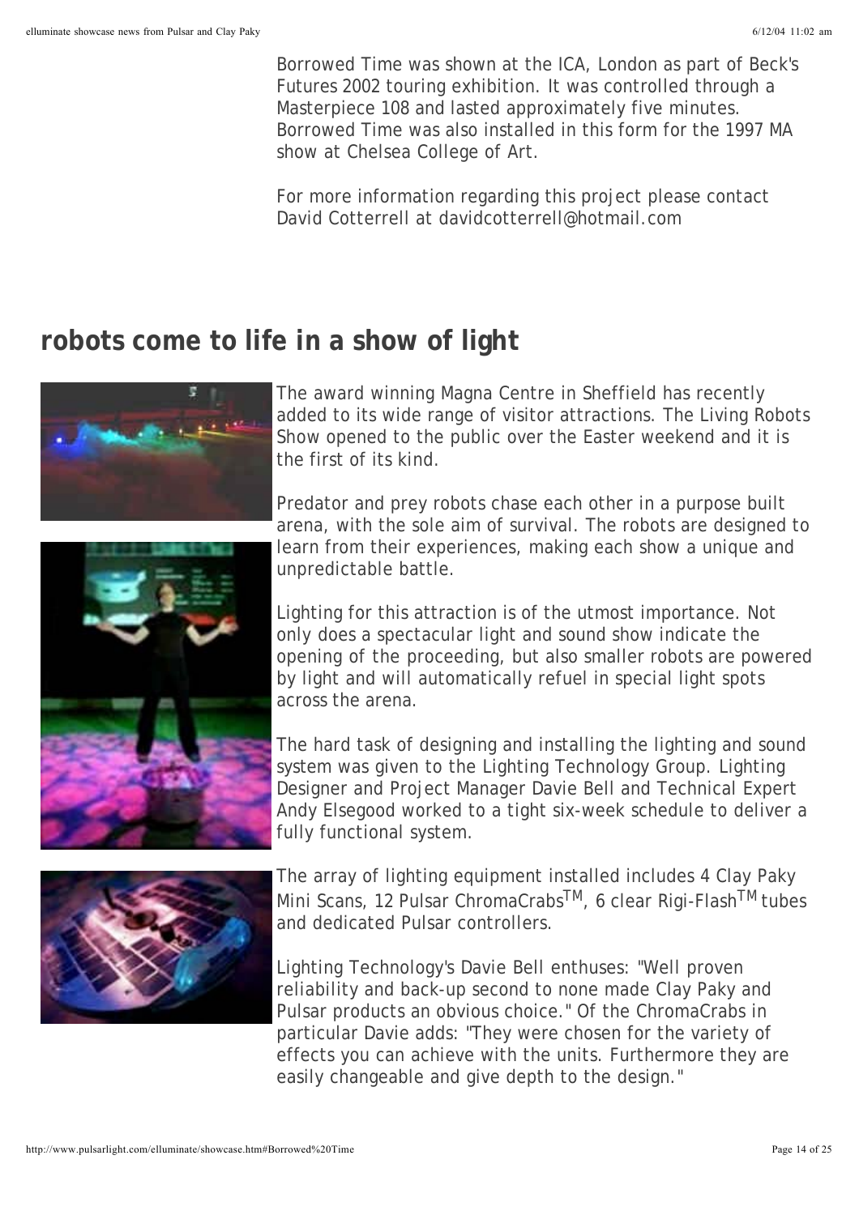Borrowed Time was shown at the ICA, London as part of Beck's Futures 2002 touring exhibition. It was controlled through a Masterpiece 108 and lasted approximately five minutes. Borrowed Time was also installed in this form for the 1997 MA show at Chelsea College of Art.

For more information regarding this project please contact David Cotterrell at davidcotterrell@hotmail.com

## robots come to life in a show of light

The award winning Magna Centre in Sheffield has recently added to its wide range of visitor attractions. The Living Robots Show opened to the public over the Easter weekend and it is the first of its kind.

Predator and prey robots chase each other in a purpose built arena, with the sole aim of survival. The robots are designed to learn from their experiences, making each show a unique and unpredictable battle.

Lighting for this attraction is of the utmost importance. Not only does a spectacular light and sound show indicate the opening of the proceeding, but also smaller robots are powered by light and will automatically refuel in special light spots across the arena.

The hard task of designing and installing the lighting and sound system was given to the Lighting Technology Group. Lighting Designer and Project Manager Davie Bell and Technical Expert Andy Elsegood worked to a tight six-week schedule to deliver a fully functional system.

The array of lighting equipment installed includes 4 Clay Paky Mini Scans, 12 Pulsar ChromaCrabs™, 6 clear Rigi-Flash™ tubes and dedicated Pulsar controllers.

Lighting Technology's Davie Bell enthuses: "Well proven reliability and back-up second to none made Clay Paky and Pulsar products an obvious choice." Of the ChromaCrabs in particular Davie adds: "They were chosen for the variety of effects you can achieve with the units. Furthermore they are easily changeable and give depth to the design."